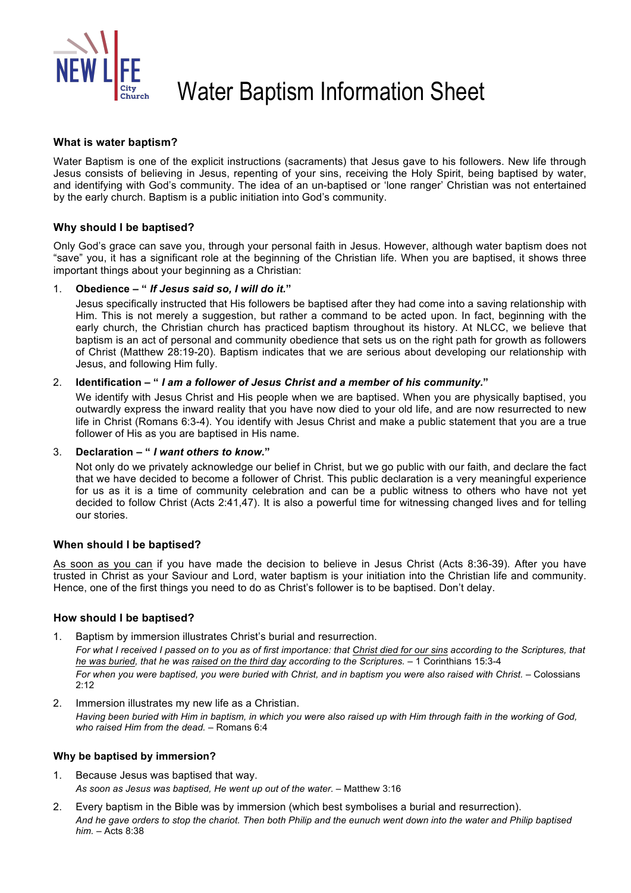# Water Baptism Information Sheet

### What is water baptism?

Water Baptism is one of the explicit instructions (sacraments) that Jesus gave to his followers. New life through Jesus consists of believing in Jesus, repenting of your sins, receiving the Holy Spirit, being baptised by water, and identifying with God's community. The idea of an un-baptised or 'lone ranger' Christian was not entertained by the early church. Baptism is a public initiation into God's community.

### Why should I be baptised?

Only God's grace can save you, through your personal faith in Jesus. However, although water baptism does not "save" you, it has a significant role at the beginning of the Christian life. When you are baptised, it shows three important things about your beginning as a Christian:

1. **Obedience – "*If Jesus said so, I will do it.*"**

   Jesus specifically instructed that His followers be baptised after they had come into a saving relationship with Him. This is not merely a suggestion, but rather a command to be acted upon. In fact, beginning with the early church, the Christian church has practiced baptism throughout its history. At NLCC, we believe that baptism is an act of personal and community obedience that sets us on the right path for growth as followers of Christ (Matthew 28:19-20). Baptism indicates that we are serious about developing our relationship with Jesus, and following Him fully.

2. **Identification – "*I am a follower of Jesus Christ and a member of his community.*"**

   We identify with Jesus Christ and His people when we are baptised. When you are physically baptised, you outwardly express the inward reality that you have now died to your old life, and are now resurrected to new life in Christ (Romans 6:3-4). You identify with Jesus Christ and make a public statement that you are a true follower of His as you are baptised in His name.

3. **Declaration – "*I want others to know.*"**

   Not only do we privately acknowledge our belief in Christ, but we go public with our faith, and declare the fact that we have decided to become a follower of Christ. This public declaration is a very meaningful experience for us as it is a time of community celebration and can be a public witness to others who have not yet decided to follow Christ (Acts 2:41,47). It is also a powerful time for witnessing changed lives and for telling our stories.

### When should I be baptised?

<u>As soon as you can</u> if you have made the decision to believe in Jesus Christ (Acts 8:36-39). After you have trusted in Christ as your Saviour and Lord, water baptism is your initiation into the Christian life and community. Hence, one of the first things you need to do as Christ's follower is to be baptised. Don't delay.

### How should I be baptised?

1. Baptism by immersion illustrates Christ's burial and resurrection.

   *For what I received I passed on to you as of first importance: that <u>Christ died for our sins</u> according to the Scriptures, that <u>he was buried</u>, that he was <u>raised on the third day</u> according to the Scriptures.* – 1 Corinthians 15:3-4

   *For when you were baptised, you were buried with Christ, and in baptism you were also raised with Christ.* – Colossians 2:12

2. Immersion illustrates my new life as a Christian.

   *Having been buried with Him in baptism, in which you were also raised up with Him through faith in the working of God, who raised Him from the dead.* – Romans 6:4

### Why be baptised by immersion?

1. Because Jesus was baptised that way.

   *As soon as Jesus was baptised, He went up out of the water.* – Matthew 3:16

2. Every baptism in the Bible was by immersion (which best symbolises a burial and resurrection).

   *And he gave orders to stop the chariot. Then both Philip and the eunuch went down into the water and Philip baptised him.* – Acts 8:38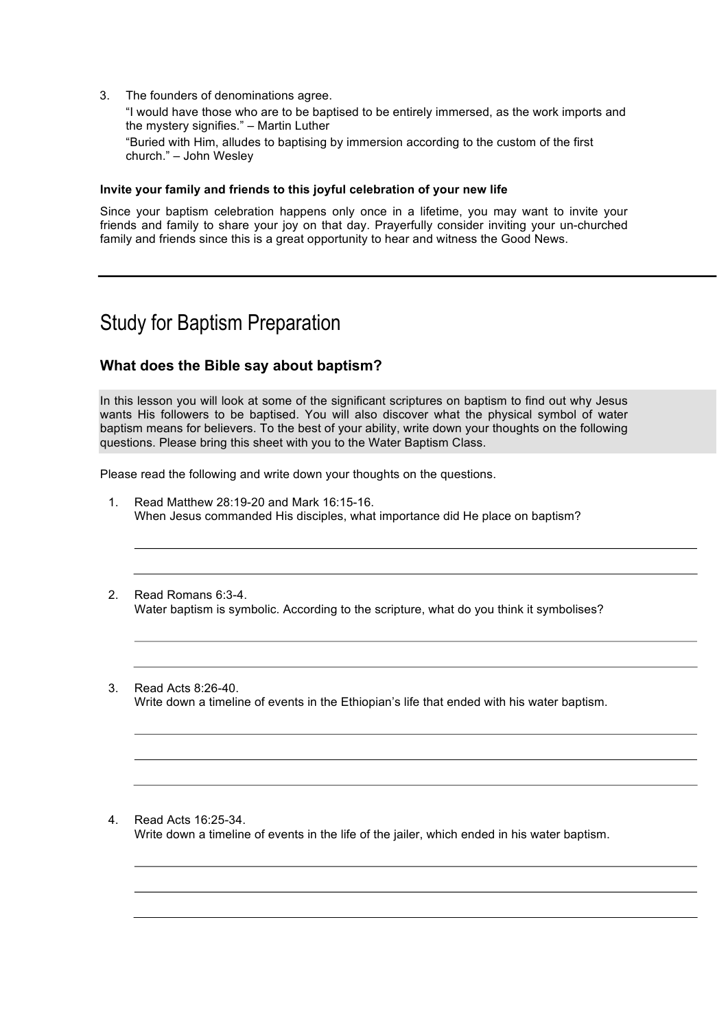3. The founders of denominations agree.

   "I would have those who are to be baptised to be entirely immersed, as the work imports and the mystery signifies." – Martin Luther

   "Buried with Him, alludes to baptising by immersion according to the custom of the first church." – John Wesley

**Invite your family and friends to this joyful celebration of your new life**

Since your baptism celebration happens only once in a lifetime, you may want to invite your friends and family to share your joy on that day. Prayerfully consider inviting your un-churched family and friends since this is a great opportunity to hear and witness the Good News.

---

# Study for Baptism Preparation

## What does the Bible say about baptism?

In this lesson you will look at some of the significant scriptures on baptism to find out why Jesus wants His followers to be baptised. You will also discover what the physical symbol of water baptism means for believers. To the best of your ability, write down your thoughts on the following questions. Please bring this sheet with you to the Water Baptism Class.

Please read the following and write down your thoughts on the questions.

1. Read Matthew 28:19-20 and Mark 16:15-16.
   When Jesus commanded His disciples, what importance did He place on baptism?

   ______________________________________________________________

   ______________________________________________________________

2. Read Romans 6:3-4.
   Water baptism is symbolic. According to the scripture, what do you think it symbolises?

   ______________________________________________________________

   ______________________________________________________________

3. Read Acts 8:26-40.
   Write down a timeline of events in the Ethiopian's life that ended with his water baptism.

   ______________________________________________________________

   ______________________________________________________________

   ______________________________________________________________

4. Read Acts 16:25-34.
   Write down a timeline of events in the life of the jailer, which ended in his water baptism.

   ______________________________________________________________

   ______________________________________________________________

   ______________________________________________________________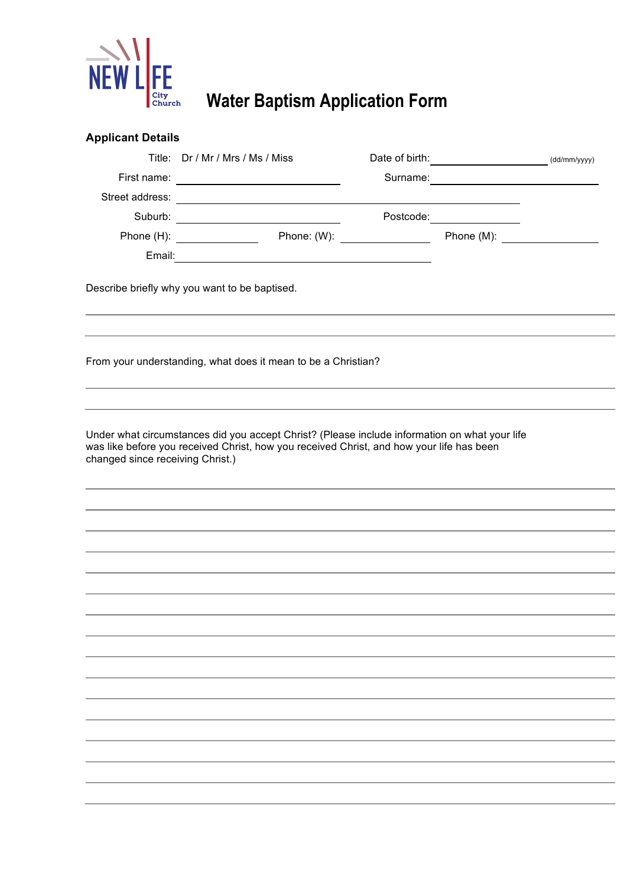NEW LIFE City Church

# Water Baptism Application Form

## Applicant Details

Title: Dr / Mr / Mrs / Ms / Miss

Date of birth: ____________________ (dd/mm/yyyy)

First name: ____________________

Surname: ____________________

Street address: ________________________________________

Suburb: ____________________

Postcode: ____________________

Phone (H): ______________

Phone: (W): ______________

Phone (M): ______________

Email: ____________________________

Describe briefly why you want to be baptised.

From your understanding, what does it mean to be a Christian?

Under what circumstances did you accept Christ? (Please include information on what your life was like before you received Christ, how you received Christ, and how your life has been changed since receiving Christ.)